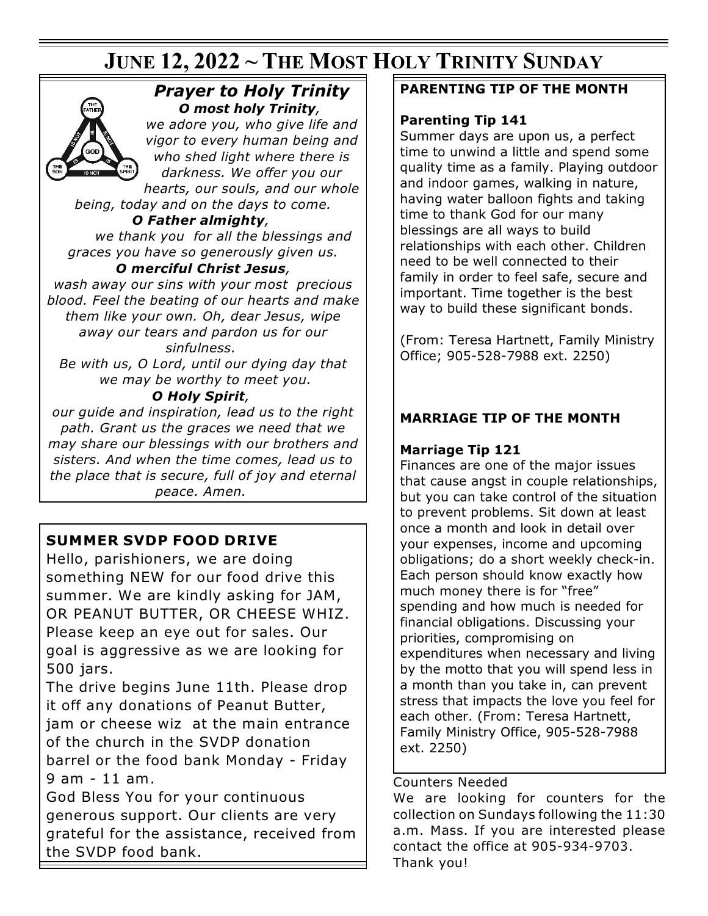# JUNE 12, 2022 ~ THE MOST HOLY TRINITY SUNDAY

## *Prayer to Holy Trinity*

***O most holy Trinity**,*
*we adore you, who give life and vigor to every human being and who shed light where there is darkness. We offer you our hearts, our souls, and our whole being, today and on the days to come.*

***O Father almighty**,*
*we thank you for all the blessings and graces you have so generously given us.*

***O merciful Christ Jesus**,*
*wash away our sins with your most precious blood. Feel the beating of our hearts and make them like your own. Oh, dear Jesus, wipe away our tears and pardon us for our sinfulness.*
*Be with us, O Lord, until our dying day that we may be worthy to meet you.*

***O Holy Spirit**,*
*our guide and inspiration, lead us to the right path. Grant us the graces we need that we may share our blessings with our brothers and sisters. And when the time comes, lead us to the place that is secure, full of joy and eternal peace. Amen.*

## SUMMER SVDP FOOD DRIVE

Hello, parishioners, we are doing something NEW for our food drive this summer. We are kindly asking for JAM, OR PEANUT BUTTER, OR CHEESE WHIZ. Please keep an eye out for sales. Our goal is aggressive as we are looking for 500 jars.

The drive begins June 11th. Please drop it off any donations of Peanut Butter, jam or cheese wiz at the main entrance of the church in the SVDP donation barrel or the food bank Monday - Friday 9 am - 11 am.

God Bless You for your continuous generous support. Our clients are very grateful for the assistance, received from the SVDP food bank.

## PARENTING TIP OF THE MONTH

**Parenting Tip 141**

Summer days are upon us, a perfect time to unwind a little and spend some quality time as a family. Playing outdoor and indoor games, walking in nature, having water balloon fights and taking time to thank God for our many blessings are all ways to build relationships with each other. Children need to be well connected to their family in order to feel safe, secure and important. Time together is the best way to build these significant bonds.

(From: Teresa Hartnett, Family Ministry Office; 905-528-7988 ext. 2250)

## MARRIAGE TIP OF THE MONTH

**Marriage Tip 121**

Finances are one of the major issues that cause angst in couple relationships, but you can take control of the situation to prevent problems. Sit down at least once a month and look in detail over your expenses, income and upcoming obligations; do a short weekly check-in. Each person should know exactly how much money there is for "free" spending and how much is needed for financial obligations. Discussing your priorities, compromising on expenditures when necessary and living by the motto that you will spend less in a month than you take in, can prevent stress that impacts the love you feel for each other. (From: Teresa Hartnett, Family Ministry Office, 905-528-7988 ext. 2250)

Counters Needed

We are looking for counters for the collection on Sundays following the 11:30 a.m. Mass. If you are interested please contact the office at 905-934-9703. Thank you!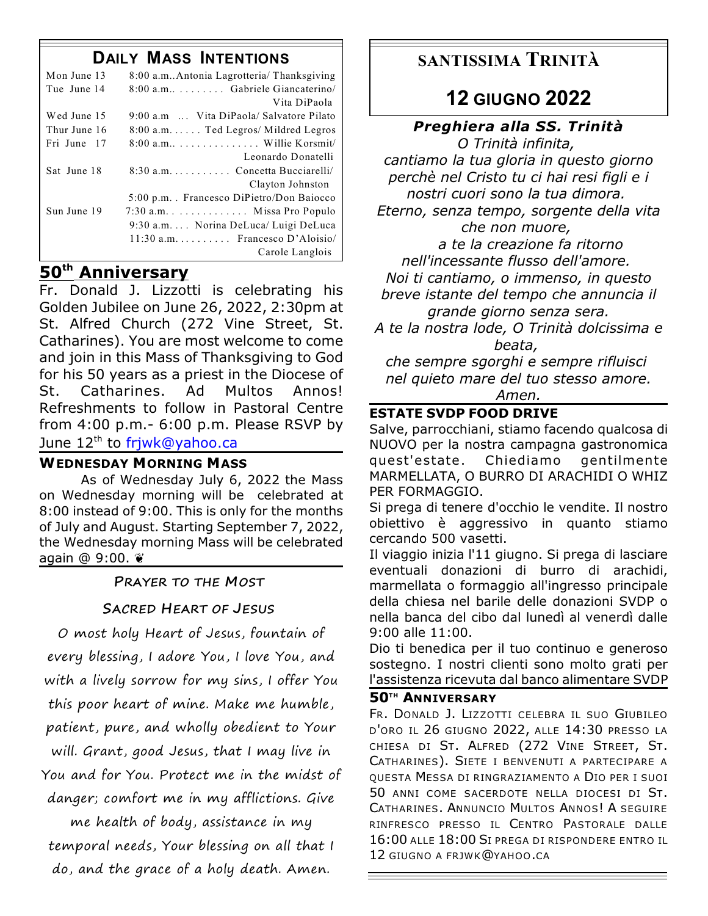## DAILY MASS INTENTIONS

| | |
|---|---|
| Mon June 13 | 8:00 a.m..Antonia Lagrotteria/ Thanksgiving |
| Tue June 14 | 8:00 a.m.. . . . . . . . . Gabriele Giancaterino/ Vita DiPaola |
| Wed June 15 | 9:00 a.m ... Vita DiPaola/ Salvatore Pilato |
| Thur June 16 | 8:00 a.m. . . . . . Ted Legros/ Mildred Legros |
| Fri June 17 | 8:00 a.m.. . . . . . . . . . . . . . . Willie Korsmit/ Leonardo Donatelli |
| Sat June 18 | 8:30 a.m. . . . . . . . . . . Concetta Bucciarelli/ Clayton Johnston |
| | 5:00 p.m. . Francesco DiPietro/Don Baiocco |
| Sun June 19 | 7:30 a.m. . . . . . . . . . . . . . Missa Pro Populo |
| | 9:30 a.m. . . . Norina DeLuca/ Luigi DeLuca |
| | 11:30 a.m. . . . . . . . . . Francesco D'Aloisio/ Carole Langlois |

## 50th Anniversary

Fr. Donald J. Lizzotti is celebrating his Golden Jubilee on June 26, 2022, 2:30pm at St. Alfred Church (272 Vine Street, St. Catharines). You are most welcome to come and join in this Mass of Thanksgiving to God for his 50 years as a priest in the Diocese of St. Catharines. Ad Multos Annos! Refreshments to follow in Pastoral Centre from 4:00 p.m.- 6:00 p.m. Please RSVP by June 12th to frjwk@yahoo.ca

### WEDNESDAY MORNING MASS

As of Wednesday July 6, 2022 the Mass on Wednesday morning will be celebrated at 8:00 instead of 9:00. This is only for the months of July and August. Starting September 7, 2022, the Wednesday morning Mass will be celebrated again @ 9:00. ❦

### PRAYER TO THE MOST SACRED HEART OF JESUS

*O most holy Heart of Jesus, fountain of every blessing, I adore You, I love You, and with a lively sorrow for my sins, I offer You this poor heart of mine. Make me humble, patient, pure, and wholly obedient to Your will. Grant, good Jesus, that I may live in You and for You. Protect me in the midst of danger; comfort me in my afflictions. Give me health of body, assistance in my temporal needs, Your blessing on all that I do, and the grace of a holy death. Amen.*

## SANTISSIMA TRINITÀ

## 12 GIUGNO 2022

### *Preghiera alla SS. Trinità*

*O Trinità infinita,*
*cantiamo la tua gloria in questo giorno perchè nel Cristo tu ci hai resi figli e i nostri cuori sono la tua dimora.*
*Eterno, senza tempo, sorgente della vita che non muore,*
*a te la creazione fa ritorno nell'incessante flusso dell'amore.*
*Noi ti cantiamo, o immenso, in questo breve istante del tempo che annuncia il grande giorno senza sera.*
*A te la nostra lode, O Trinità dolcissima e beata,*
*che sempre sgorghi e sempre rifluisci nel quieto mare del tuo stesso amore.*
*Amen.*

### ESTATE SVDP FOOD DRIVE

Salve, parrocchiani, stiamo facendo qualcosa di NUOVO per la nostra campagna gastronomica quest'estate. Chiediamo gentilmente MARMELLATA, O BURRO DI ARACHIDI O WHIZ PER FORMAGGIO.

Si prega di tenere d'occhio le vendite. Il nostro obiettivo è aggressivo in quanto stiamo cercando 500 vasetti.

Il viaggio inizia l'11 giugno. Si prega di lasciare eventuali donazioni di burro di arachidi, marmellata o formaggio all'ingresso principale della chiesa nel barile delle donazioni SVDP o nella banca del cibo dal lunedì al venerdì dalle 9:00 alle 11:00.

Dio ti benedica per il tuo continuo e generoso sostegno. I nostri clienti sono molto grati per l'assistenza ricevuta dal banco alimentare SVDP

### 50TH ANNIVERSARY

FR. DONALD J. LIZZOTTI CELEBRA IL SUO GIUBILEO D'ORO IL 26 GIUGNO 2022, ALLE 14:30 PRESSO LA CHIESA DI ST. ALFRED (272 VINE STREET, ST. CATHARINES). SIETE I BENVENUTI A PARTECIPARE A QUESTA MESSA DI RINGRAZIAMENTO A DIO PER I SUOI 50 ANNI COME SACERDOTE NELLA DIOCESI DI ST. CATHARINES. ANNUNCIO MULTOS ANNOS! A SEGUIRE RINFRESCO PRESSO IL CENTRO PASTORALE DALLE 16:00 ALLE 18:00 SI PREGA DI RISPONDERE ENTRO IL 12 GIUGNO A FRJWK@YAHOO.CA